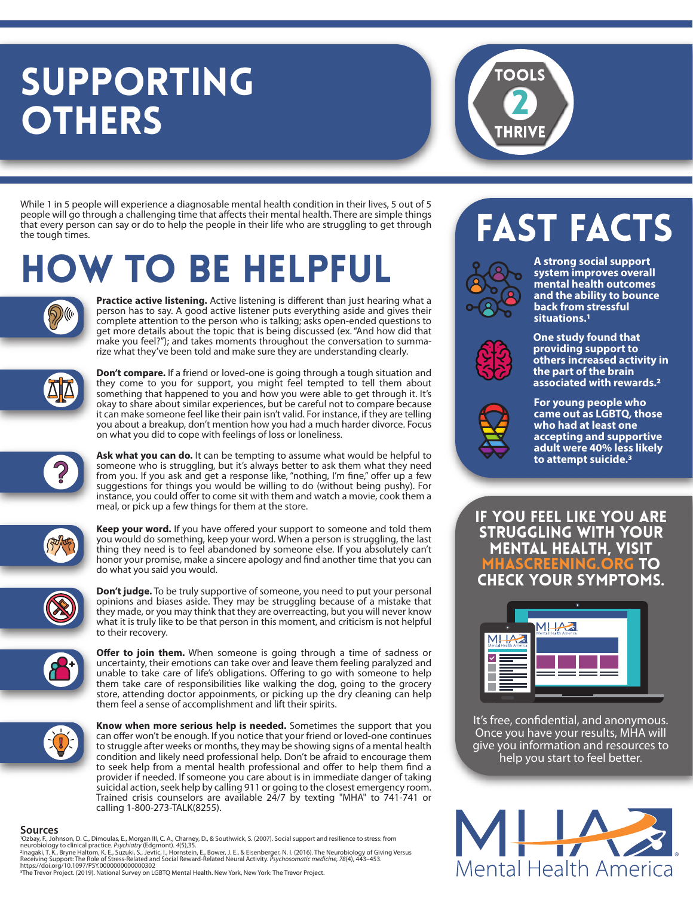# SUPPORTING OTHERS

TOOLS 2 THRIVE

While 1 in 5 people will experience a diagnosable mental health condition in their lives, 5 out of 5 people will go through a challenging time that affects their mental health. There are simple things that every person can say or do to help the people in their life who are struggling to get through the tough times.

## HOW TO BE HELPFUL

**Practice active listening.** Active listening is different than just hearing what a person has to say. A good active listener puts everything aside and gives their complete attention to the person who is talking; asks open-ended questions to get more details about the topic that is being discussed (ex. "And how did that make you feel?"); and takes moments throughout the conversation to summarize what they've been told and make sure they are understanding clearly.

**Don't compare.** If a friend or loved-one is going through a tough situation and they come to you for support, you might feel tempted to tell them about something that happened to you and how you were able to get through it. It's okay to share about similar experiences, but be careful not to compare because it can make someone feel like their pain isn't valid. For instance, if they are telling you about a breakup, don't mention how you had a much harder divorce. Focus on what you did to cope with feelings of loss or loneliness.

**Ask what you can do.** It can be tempting to assume what would be helpful to someone who is struggling, but it's always better to ask them what they need from you. If you ask and get a response like, "nothing, I'm fine," offer up a few suggestions for things you would be willing to do (without being pushy). For instance, you could offer to come sit with them and watch a movie, cook them a meal, or pick up a few things for them at the store.

**Keep your word.** If you have offered your support to someone and told them you would do something, keep your word. When a person is struggling, the last thing they need is to feel abandoned by someone else. If you absolutely can't honor your promise, make a sincere apology and find another time that you can do what you said you would.

**Don't judge.** To be truly supportive of someone, you need to put your personal opinions and biases aside. They may be struggling because of a mistake that they made, or you may think that they are overreacting, but you will never know what it is truly like to be that person in this moment, and criticism is not helpful to their recovery.

**Offer to join them.** When someone is going through a time of sadness or uncertainty, their emotions can take over and leave them feeling paralyzed and unable to take care of life's obligations. Offering to go with someone to help them take care of responsibilities like walking the dog, going to the grocery store, attending doctor appointments, or picking up the dry cleaning can help them feel a sense of accomplishment and lift their spirits.

**Know when more serious help is needed.** Sometimes the support that you can offer won't be enough. If you notice that your friend or loved-one continues to struggle after weeks or months, they may be showing signs of a mental health condition and likely need professional help. Don't be afraid to encourage them to seek help from a mental health professional and offer to help them find a provider if needed. If someone you care about is in immediate danger of taking suicidal action, seek help by calling 911 or going to the closest emergency room. Trained crisis counselors are available 24/7 by texting "MHA" to 741-741 or calling 1-800-273-TALK(8255).

## FAST FACTS

**A strong social support system improves overall mental health outcomes and the ability to bounce back from stressful situations.[1]**

**One study found that providing support to others increased activity in the part of the brain associated with rewards.[2]**

**For young people who came out as LGBTQ, those who had at least one accepting and supportive adult were 40% less likely to attempt suicide.[3]**

## IF YOU FEEL LIKE YOU ARE STRUGGLING WITH YOUR MENTAL HEALTH, VISIT MHASCREENING.ORG TO CHECK YOUR SYMPTOMS.

It's free, confidential, and anonymous. Once you have your results, MHA will give you information and resources to help you start to feel better.

### Sources

[1]Ozbay, F., Johnson, D. C., Dimoulas, E., Morgan III, C. A., Charney, D., & Southwick, S. (2007). Social support and resilience to stress: from neurobiology to clinical practice. *Psychiatry* (Edgmont). *4*(5),35.

[2]Inagaki, T. K., Bryne Haltom, K. E., Suzuki, S., Jevtic, I., Hornstein, E., Bower, J. E., & Eisenberger, N. I. (2016). The Neurobiology of Giving Versus Receiving Support: The Role of Stress-Related and Social Reward-Related Neural Activity. *Psychosomatic medicine, 78*(4), 443–453. https://doi.org/10.1097/PSY.0000000000000302

[3]The Trevor Project. (2019). National Survey on LGBTQ Mental Health. New York, New York: The Trevor Project.

Mental Health America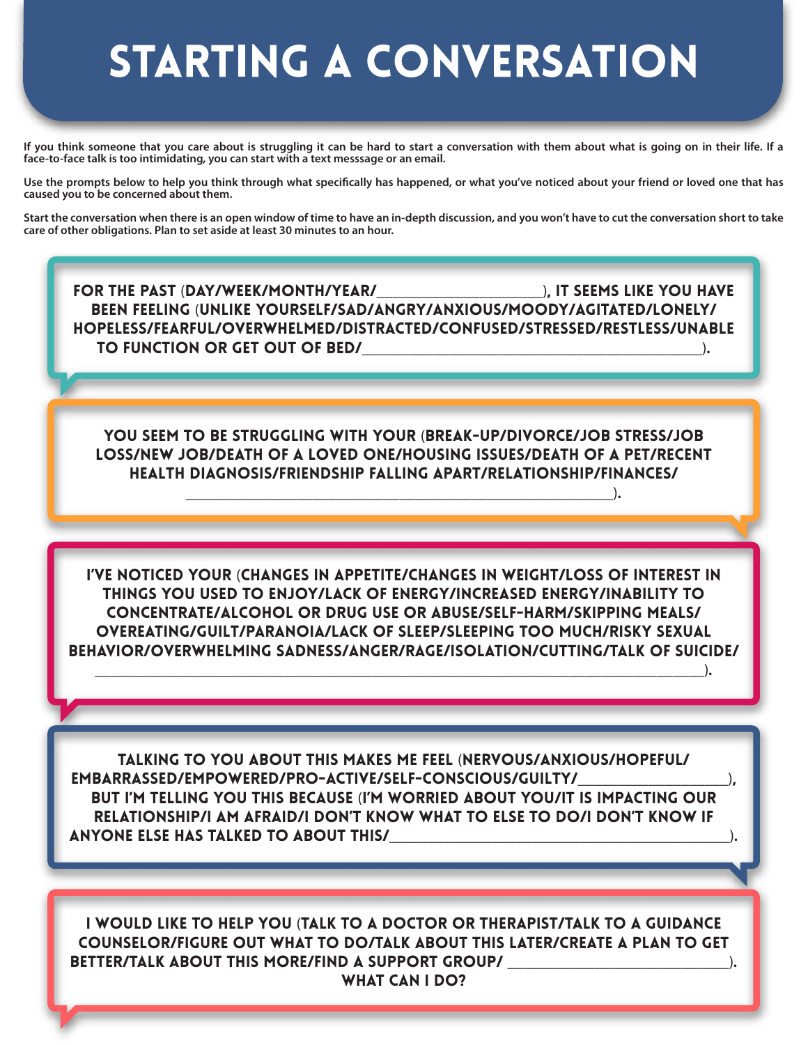# STARTING A CONVERSATION

**If you think someone that you care about is struggling it can be hard to start a conversation with them about what is going on in their life. If a face-to-face talk is too intimidating, you can start with a text messsage or an email.**

**Use the prompts below to help you think through what specifically has happened, or what you've noticed about your friend or loved one that has caused you to be concerned about them.**

**Start the conversation when there is an open window of time to have an in-depth discussion, and you won't have to cut the conversation short to take care of other obligations. Plan to set aside at least 30 minutes to an hour.**

FOR THE PAST (DAY/WEEK/MONTH/YEAR/____________________), IT SEEMS LIKE YOU HAVE BEEN FEELING (UNLIKE YOURSELF/SAD/ANGRY/ANXIOUS/MOODY/AGITATED/LONELY/HOPELESS/FEARFUL/OVERWHELMED/DISTRACTED/CONFUSED/STRESSED/RESTLESS/UNABLE TO FUNCTION OR GET OUT OF BED/________________________________________).

YOU SEEM TO BE STRUGGLING WITH YOUR (BREAK-UP/DIVORCE/JOB STRESS/JOB LOSS/NEW JOB/DEATH OF A LOVED ONE/HOUSING ISSUES/DEATH OF A PET/RECENT HEALTH DIAGNOSIS/FRIENDSHIP FALLING APART/RELATIONSHIP/FINANCES/ __________________________________________________).

I'VE NOTICED YOUR (CHANGES IN APPETITE/CHANGES IN WEIGHT/LOSS OF INTEREST IN THINGS YOU USED TO ENJOY/LACK OF ENERGY/INCREASED ENERGY/INABILITY TO CONCENTRATE/ALCOHOL OR DRUG USE OR ABUSE/SELF-HARM/SKIPPING MEALS/OVEREATING/GUILT/PARANOIA/LACK OF SLEEP/SLEEPING TOO MUCH/RISKY SEXUAL BEHAVIOR/OVERWHELMING SADNESS/ANGER/RAGE/ISOLATION/CUTTING/TALK OF SUICIDE/ ______________________________________________________________________).

TALKING TO YOU ABOUT THIS MAKES ME FEEL (NERVOUS/ANXIOUS/HOPEFUL/EMBARRASSED/EMPOWERED/PRO-ACTIVE/SELF-CONSCIOUS/GUILTY/________________), BUT I'M TELLING YOU THIS BECAUSE (I'M WORRIED ABOUT YOU/IT IS IMPACTING OUR RELATIONSHIP/I AM AFRAID/I DON'T KNOW WHAT TO ELSE TO DO/I DON'T KNOW IF ANYONE ELSE HAS TALKED TO ABOUT THIS/________________________________________).

I WOULD LIKE TO HELP YOU (TALK TO A DOCTOR OR THERAPIST/TALK TO A GUIDANCE COUNSELOR/FIGURE OUT WHAT TO DO/TALK ABOUT THIS LATER/CREATE A PLAN TO GET BETTER/TALK ABOUT THIS MORE/FIND A SUPPORT GROUP/ __________________________). WHAT CAN I DO?